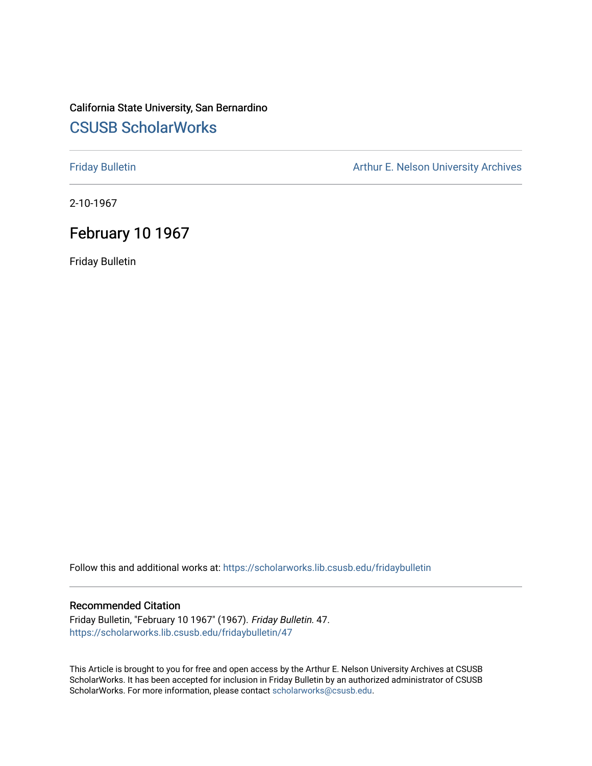California State University, San Bernardino

# CSUSB ScholarWorks

Friday Bulletin

Arthur E. Nelson University Archives

2-10-1967

## February 10 1967

Friday Bulletin

Follow this and additional works at: https://scholarworks.lib.csusb.edu/fridaybulletin

### Recommended Citation

Friday Bulletin, "February 10 1967" (1967). *Friday Bulletin*. 47.
https://scholarworks.lib.csusb.edu/fridaybulletin/47

This Article is brought to you for free and open access by the Arthur E. Nelson University Archives at CSUSB ScholarWorks. It has been accepted for inclusion in Friday Bulletin by an authorized administrator of CSUSB ScholarWorks. For more information, please contact scholarworks@csusb.edu.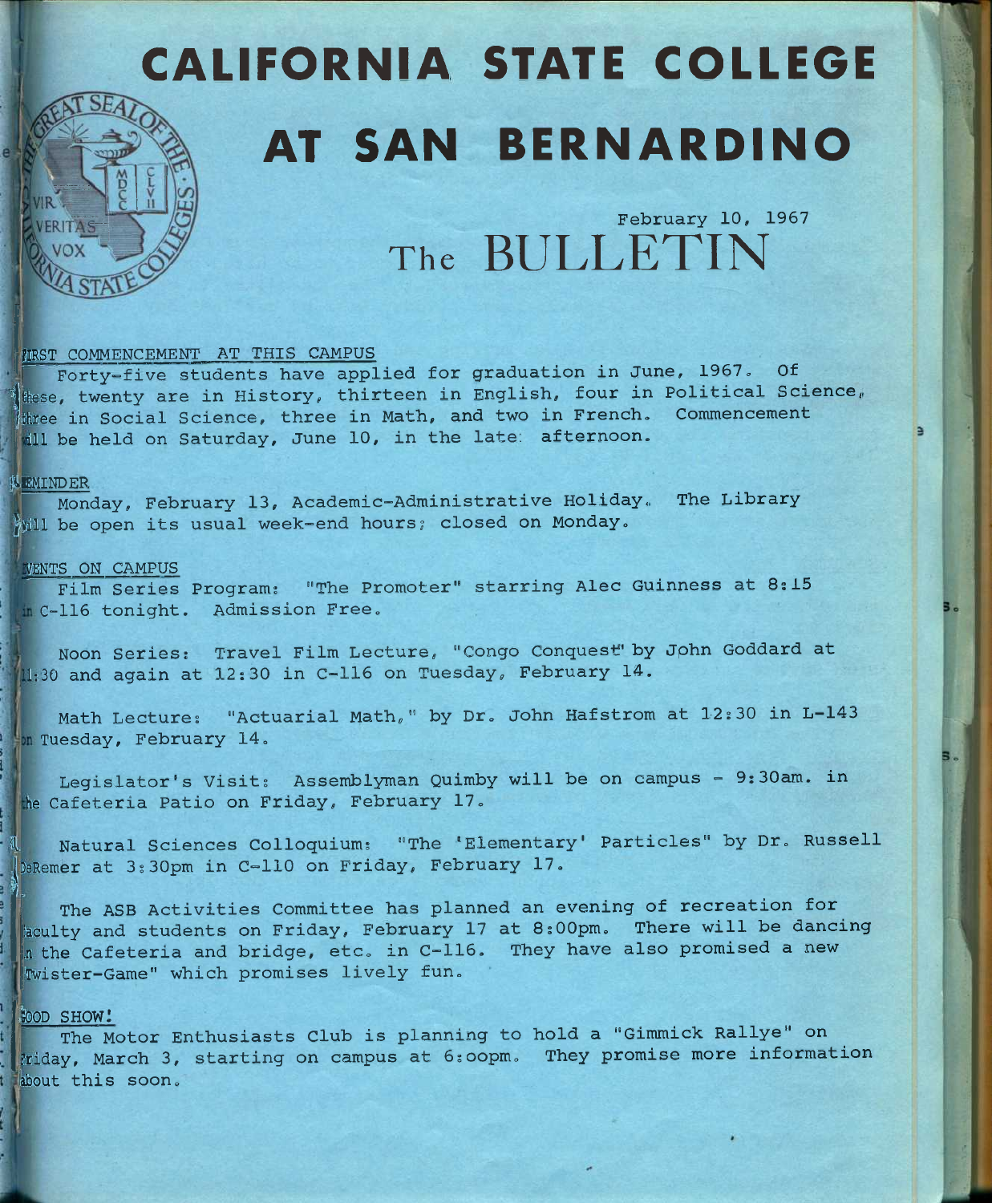# CALIFORNIA STATE COLLEGE AT SAN BERNARDINO

February 10, 1967

## The BULLETIN

### FIRST COMMENCEMENT AT THIS CAMPUS

Forty-five students have applied for graduation in June, 1967. Of these, twenty are in History, thirteen in English, four in Political Science, three in Social Science, three in Math, and two in French. Commencement will be held on Saturday, June 10, in the late afternoon.

### REMINDER

Monday, February 13, Academic-Administrative Holiday. The Library will be open its usual week-end hours; closed on Monday.

### EVENTS ON CAMPUS

Film Series Program: "The Promoter" starring Alec Guinness at 8:15 in C-116 tonight. Admission Free.

Noon Series: Travel Film Lecture, "Congo Conquest" by John Goddard at 11:30 and again at 12:30 in C-116 on Tuesday, February 14.

Math Lecture: "Actuarial Math," by Dr. John Hafstrom at 12:30 in L-143 on Tuesday, February 14.

Legislator's Visit: Assemblyman Quimby will be on campus - 9:30am. in the Cafeteria Patio on Friday, February 17.

Natural Sciences Colloquium: "The 'Elementary' Particles" by Dr. Russell DeRemer at 3:30pm in C-110 on Friday, February 17.

The ASB Activities Committee has planned an evening of recreation for faculty and students on Friday, February 17 at 8:00pm. There will be dancing in the Cafeteria and bridge, etc. in C-116. They have also promised a new "Twister-Game" which promises lively fun.

### GOOD SHOW!

The Motor Enthusiasts Club is planning to hold a "Gimmick Rallye" on Friday, March 3, starting on campus at 6:00pm. They promise more information about this soon.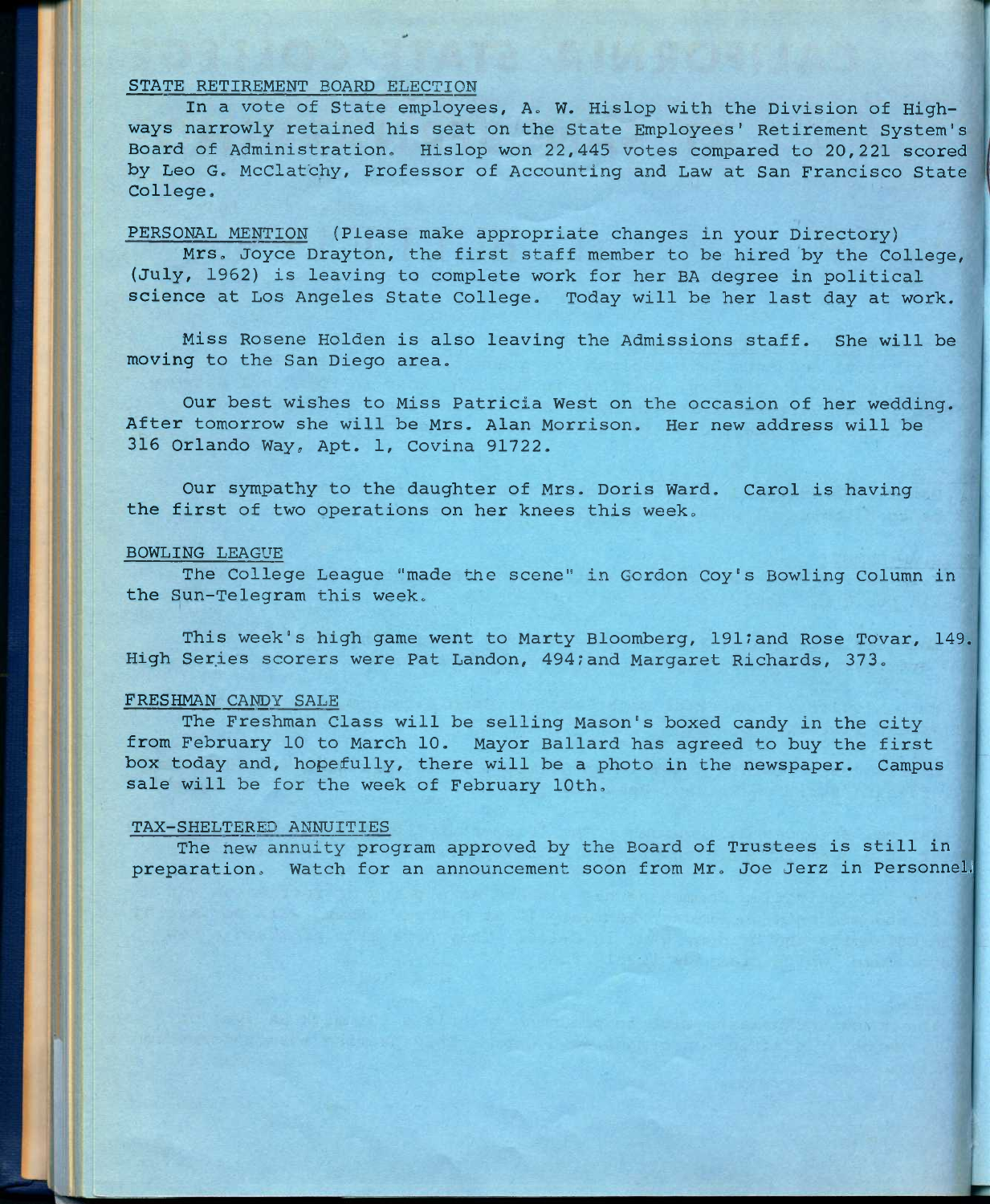## STATE RETIREMENT BOARD ELECTION

In a vote of State employees, A. W. Hislop with the Division of Highways narrowly retained his seat on the State Employees' Retirement System's Board of Administration. Hislop won 22,445 votes compared to 20,221 scored by Leo G. McClatchy, Professor of Accounting and Law at San Francisco State College.

## PERSONAL MENTION

(Please make appropriate changes in your Directory)

Mrs. Joyce Drayton, the first staff member to be hired by the College, (July, 1962) is leaving to complete work for her BA degree in political science at Los Angeles State College. Today will be her last day at work.

Miss Rosene Holden is also leaving the Admissions staff. She will be moving to the San Diego area.

Our best wishes to Miss Patricia West on the occasion of her wedding. After tomorrow she will be Mrs. Alan Morrison. Her new address will be 316 Orlando Way, Apt. 1, Covina 91722.

Our sympathy to the daughter of Mrs. Doris Ward. Carol is having the first of two operations on her knees this week.

## BOWLING LEAGUE

The College League "made the scene" in Gordon Coy's Bowling Column in the Sun-Telegram this week.

This week's high game went to Marty Bloomberg, 191; and Rose Tovar, 149. High Series scorers were Pat Landon, 494; and Margaret Richards, 373.

## FRESHMAN CANDY SALE

The Freshman Class will be selling Mason's boxed candy in the city from February 10 to March 10. Mayor Ballard has agreed to buy the first box today and, hopefully, there will be a photo in the newspaper. Campus sale will be for the week of February 10th.

## TAX-SHELTERED ANNUITIES

The new annuity program approved by the Board of Trustees is still in preparation. Watch for an announcement soon from Mr. Joe Jerz in Personnel.